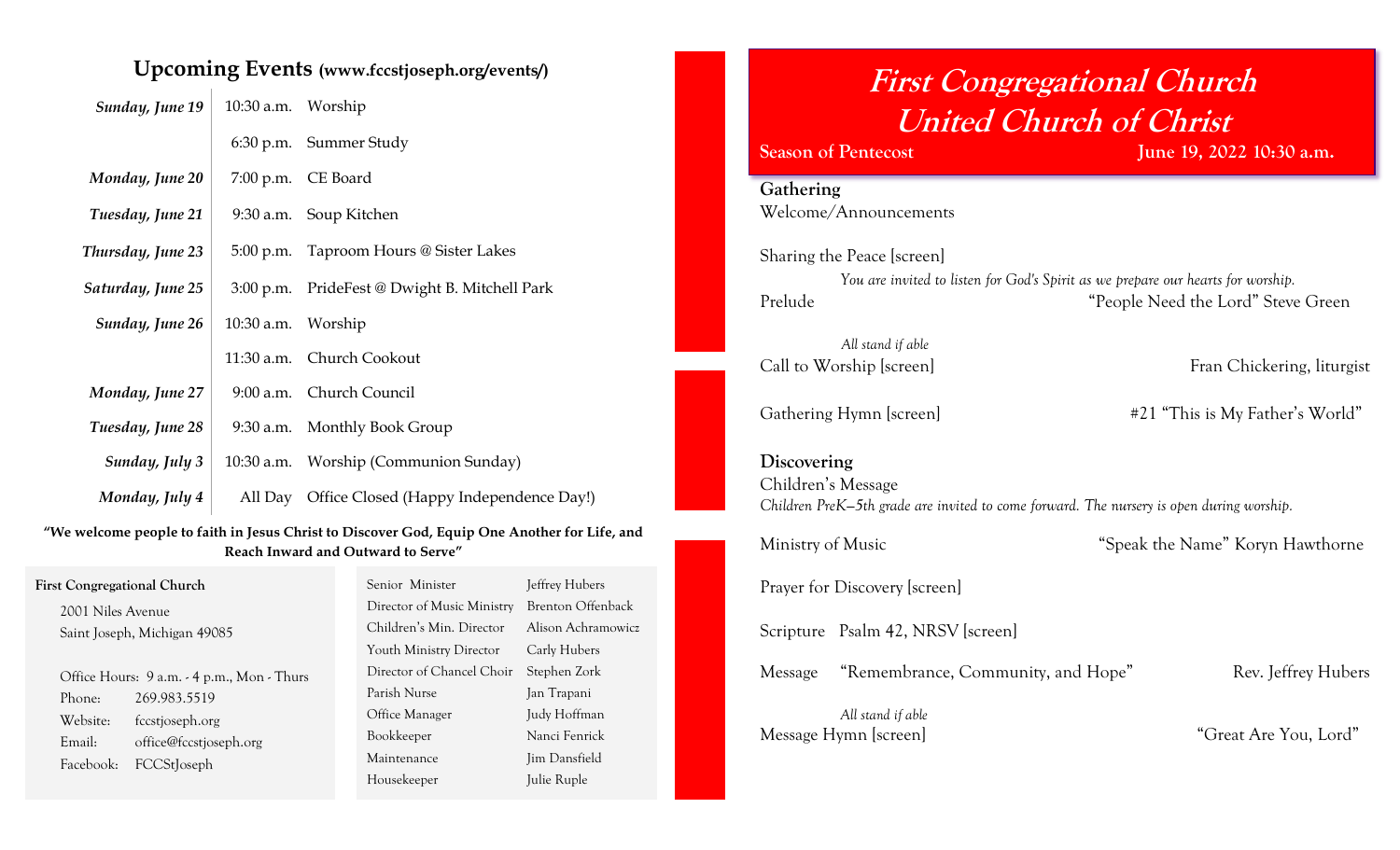## Upcoming Events (www.fccstjoseph.org/events/)

| | | |
|---|---|---|
| ***Sunday, June 19*** | 10:30 a.m. | Worship |
| | 6:30 p.m. | Summer Study |
| ***Monday, June 20*** | 7:00 p.m. | CE Board |
| ***Tuesday, June 21*** | 9:30 a.m. | Soup Kitchen |
| ***Thursday, June 23*** | 5:00 p.m. | Taproom Hours @ Sister Lakes |
| ***Saturday, June 25*** | 3:00 p.m. | PrideFest @ Dwight B. Mitchell Park |
| ***Sunday, June 26*** | 10:30 a.m. | Worship |
| | 11:30 a.m. | Church Cookout |
| ***Monday, June 27*** | 9:00 a.m. | Church Council |
| ***Tuesday, June 28*** | 9:30 a.m. | Monthly Book Group |
| ***Sunday, July 3*** | 10:30 a.m. | Worship (Communion Sunday) |
| ***Monday, July 4*** | All Day | Office Closed (Happy Independence Day!) |

**"We welcome people to faith in Jesus Christ to Discover God, Equip One Another for Life, and Reach Inward and Outward to Serve"**

**First Congregational Church**

2001 Niles Avenue
Saint Joseph, Michigan 49085

Office Hours: 9 a.m. - 4 p.m., Mon - Thurs
Phone: 269.983.5519
Website: fccstjoseph.org
Email: office@fccstjoseph.org
Facebook: FCCStJoseph

| | |
|---|---|
| Senior Minister | Jeffrey Hubers |
| Director of Music Ministry | Brenton Offenback |
| Children's Min. Director | Alison Achramowicz |
| Youth Ministry Director | Carly Hubers |
| Director of Chancel Choir | Stephen Zork |
| Parish Nurse | Jan Trapani |
| Office Manager | Judy Hoffman |
| Bookkeeper | Nanci Fenrick |
| Maintenance | Jim Dansfield |
| Housekeeper | Julie Ruple |

# *First Congregational Church United Church of Christ*

**Season of Pentecost** — **June 19, 2022 10:30 a.m.**

### Gathering

Welcome/Announcements

Sharing the Peace [screen]

*You are invited to listen for God's Spirit as we prepare our hearts for worship.*

Prelude — "People Need the Lord" Steve Green

*All stand if able*

Call to Worship [screen] — Fran Chickering, liturgist

Gathering Hymn [screen] — #21 "This is My Father's World"

### Discovering

Children's Message

*Children PreK—5th grade are invited to come forward. The nursery is open during worship.*

Ministry of Music — "Speak the Name" Koryn Hawthorne

Prayer for Discovery [screen]

Scripture Psalm 42, NRSV [screen]

Message "Remembrance, Community, and Hope" — Rev. Jeffrey Hubers

*All stand if able*

Message Hymn [screen] — "Great Are You, Lord"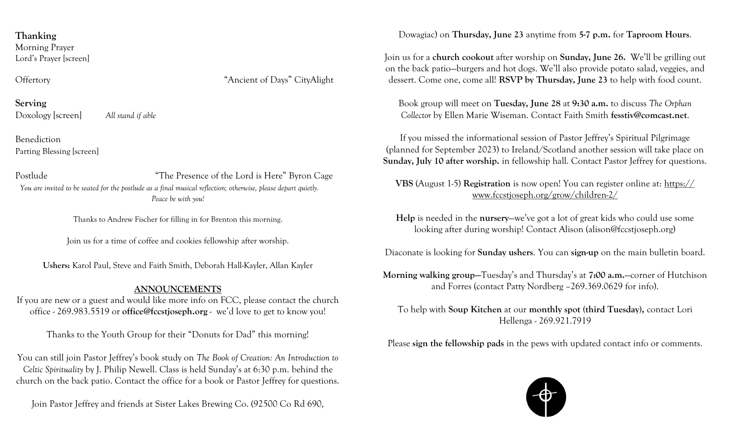**Thanking**
Morning Prayer
Lord's Prayer [screen]

Offertory "Ancient of Days" CityAlight

**Serving**
Doxology [screen] *All stand if able*

Benediction
Parting Blessing [screen]

Postlude "The Presence of the Lord is Here" Byron Cage

*You are invited to be seated for the postlude as a final musical reflection; otherwise, please depart quietly. Peace be with you!*

Thanks to Andrew Fischer for filling in for Brenton this morning.

Join us for a time of coffee and cookies fellowship after worship.

**Ushers:** Karol Paul, Steve and Faith Smith, Deborah Hall-Kayler, Allan Kayler

## ANNOUNCEMENTS

If you are new or a guest and would like more info on FCC, please contact the church office - 269.983.5519 or **office@fccstjoseph.org** - we'd love to get to know you!

Thanks to the Youth Group for their "Donuts for Dad" this morning!

You can still join Pastor Jeffrey's book study on *The Book of Creation: An Introduction to Celtic Spirituality* by J. Philip Newell. Class is held Sunday's at 6:30 p.m. behind the church on the back patio. Contact the office for a book or Pastor Jeffrey for questions.

Join Pastor Jeffrey and friends at Sister Lakes Brewing Co. (92500 Co Rd 690, Dowagiac) on **Thursday, June 23** anytime from **5-7 p.m.** for **Taproom Hours**.

Join us for a **church cookout** after worship on **Sunday, June 26.** We'll be grilling out on the back patio—burgers and hot dogs. We'll also provide potato salad, veggies, and dessert. Come one, come all! **RSVP by Thursday, June 23** to help with food count.

Book group will meet on **Tuesday, June 28** at **9:30 a.m.** to discuss *The Orphan Collector* by Ellen Marie Wiseman. Contact Faith Smith **fesstiv@comcast.net**.

If you missed the informational session of Pastor Jeffrey's Spiritual Pilgrimage (planned for September 2023) to Ireland/Scotland another session will take place on **Sunday, July 10 after worship.** in fellowship hall. Contact Pastor Jeffrey for questions.

**VBS** (August 1-5) **Registration** is now open! You can register online at: https://www.fccstjoseph.org/grow/children-2/

**Help** is needed in the **nursery**—we've got a lot of great kids who could use some looking after during worship! Contact Alison (alison@fccstjoseph.org)

Diaconate is looking for **Sunday ushers**. You can **sign-up** on the main bulletin board.

**Morning walking group—**Tuesday's and Thursday's at **7:00 a.m.**—corner of Hutchison and Forres (contact Patty Nordberg –269.369.0629 for info).

To help with **Soup Kitchen** at our **monthly spot (third Tuesday),** contact Lori Hellenga - 269.921.7919

Please **sign the fellowship pads** in the pews with updated contact info or comments.